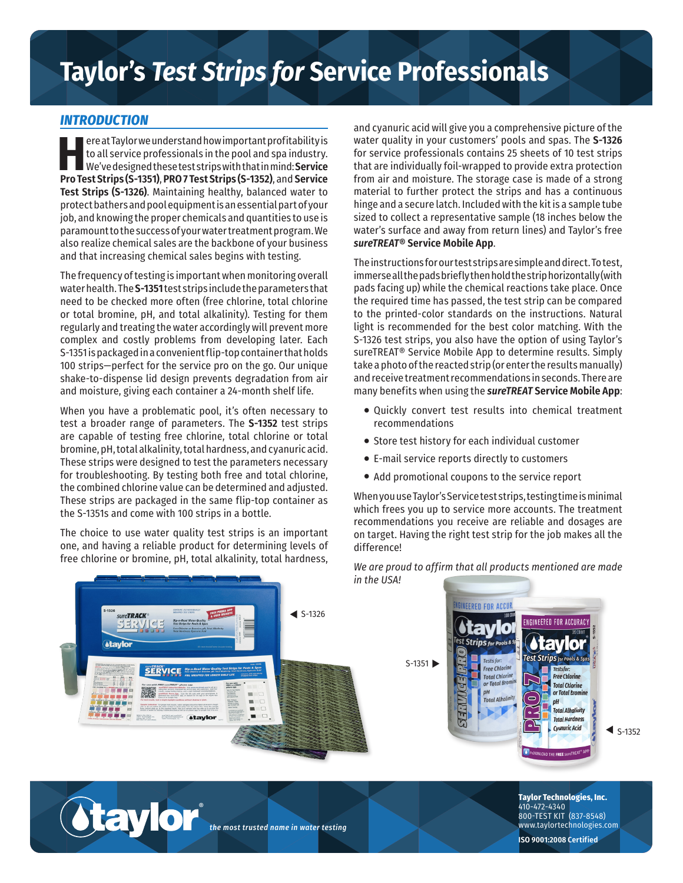# Taylor's *Test Strips for* Service Professionals

## *INTRODUCTION*

Here at Taylor we understand how important profitability is to all service professionals in the pool and spa industry. We've designed these test strips with that in mind: **Service Pro Test Strips (S-1351)**, **PRO 7 Test Strips (S-1352)**, and **Service Test Strips (S-1326)**. Maintaining healthy, balanced water to protect bathers and pool equipment is an essential part of your job, and knowing the proper chemicals and quantities to use is paramount to the success of your water treatment program. We also realize chemical sales are the backbone of your business and that increasing chemical sales begins with testing.

The frequency of testing is important when monitoring overall water health. The **S-1351** test strips include the parameters that need to be checked more often (free chlorine, total chlorine or total bromine, pH, and total alkalinity). Testing for them regularly and treating the water accordingly will prevent more complex and costly problems from developing later. Each S-1351 is packaged in a convenient flip-top container that holds 100 strips—perfect for the service pro on the go. Our unique shake-to-dispense lid design prevents degradation from air and moisture, giving each container a 24-month shelf life.

When you have a problematic pool, it's often necessary to test a broader range of parameters. The **S-1352** test strips are capable of testing free chlorine, total chlorine or total bromine, pH, total alkalinity, total hardness, and cyanuric acid. These strips were designed to test the parameters necessary for troubleshooting. By testing both free and total chlorine, the combined chlorine value can be determined and adjusted. These strips are packaged in the same flip-top container as the S-1351s and come with 100 strips in a bottle.

The choice to use water quality test strips is an important one, and having a reliable product for determining levels of free chlorine or bromine, pH, total alkalinity, total hardness, and cyanuric acid will give you a comprehensive picture of the water quality in your customers' pools and spas. The **S-1326** for service professionals contains 25 sheets of 10 test strips that are individually foil-wrapped to provide extra protection from air and moisture. The storage case is made of a strong material to further protect the strips and has a continuous hinge and a secure latch. Included with the kit is a sample tube sized to collect a representative sample (18 inches below the water's surface and away from return lines) and Taylor's free ***sureTREAT*® Service Mobile App**.

The instructions for our test strips are simple and direct. To test, immerse all the pads briefly then hold the strip horizontally (with pads facing up) while the chemical reactions take place. Once the required time has passed, the test strip can be compared to the printed-color standards on the instructions. Natural light is recommended for the best color matching. With the S-1326 test strips, you also have the option of using Taylor's sureTREAT® Service Mobile App to determine results. Simply take a photo of the reacted strip (or enter the results manually) and receive treatment recommendations in seconds. There are many benefits when using the ***sureTREAT* Service Mobile App**:

- Quickly convert test results into chemical treatment recommendations
- Store test history for each individual customer
- E-mail service reports directly to customers
- Add promotional coupons to the service report

When you use Taylor's Service test strips, testing time is minimal which frees you up to service more accounts. The treatment recommendations you receive are reliable and dosages are on target. Having the right test strip for the job makes all the difference!

*We are proud to affirm that all products mentioned are made in the USA!*

◄ S-1326

S-1351 ►

◄ S-1352

*the most trusted name in water testing*

**Taylor Technologies, Inc.**
410-472-4340
800-TEST KIT (837-8548)
www.taylortechnologies.com

**ISO 9001:2008 Certified**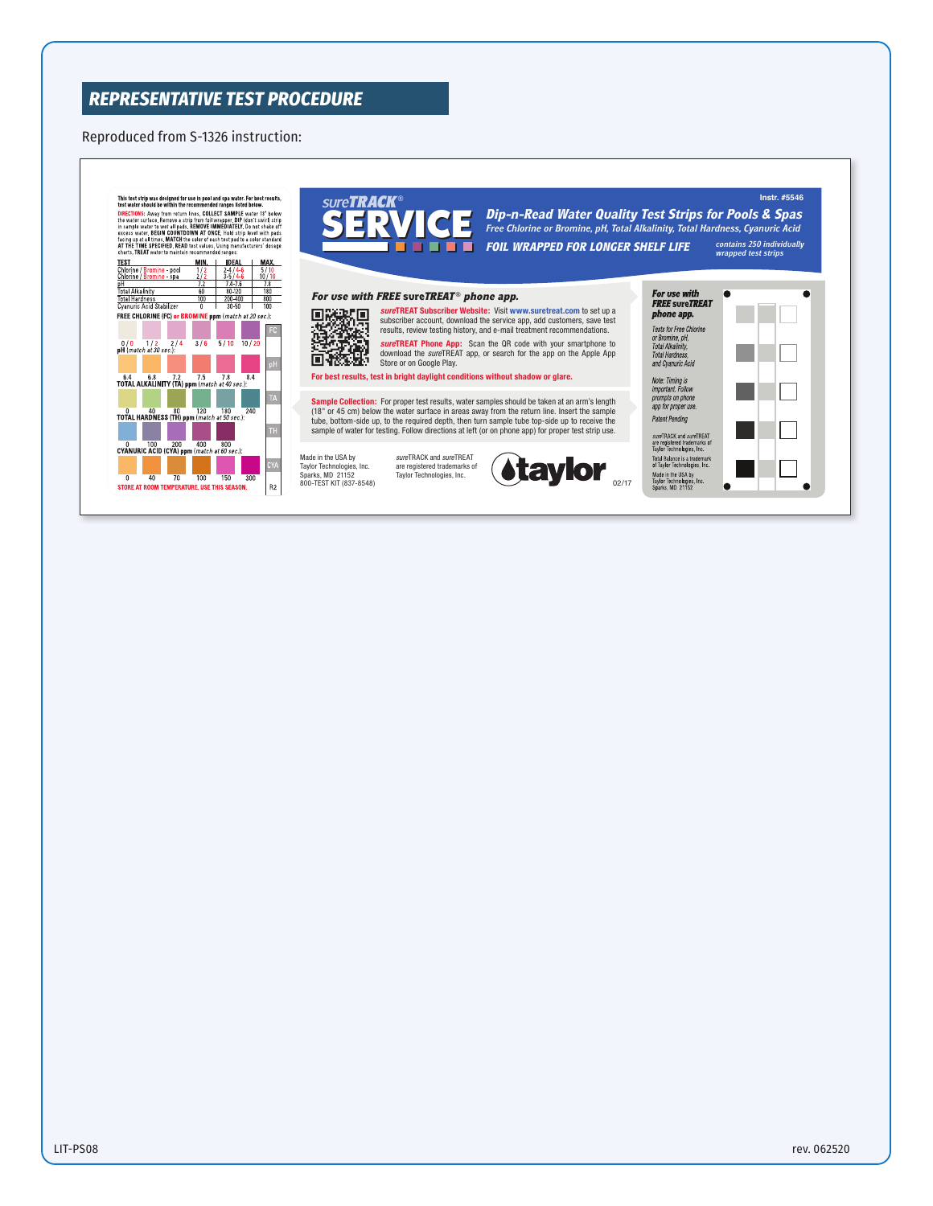## REPRESENTATIVE TEST PROCEDURE

Reproduced from S-1326 instruction:

This test strip was designed for use in pool and spa water. For best results, test water should be within the recommended ranges listed below.

**DIRECTIONS:** Away from return lines, **COLLECT SAMPLE** water 18" below the water surface. Remove a strip from foil wrapper. **DIP** (don't swirl) strip in sample water to wet all pads. **REMOVE IMMEDIATELY**. Do not shake off excess water. **BEGIN COUNTDOWN AT ONCE.** Hold strip level with pads facing up at all times. **MATCH** the color of each test pad to a color standard **AT THE TIME SPECIFIED. READ** test values. Using manufacturers' dosage charts, **TREAT** water to maintain recommended ranges.

| TEST | MIN. | IDEAL | MAX. |
|---|---|---|---|
| Chlorine / Bromine - pool | 1 / 2 | 2-4 / 4-6 | 5 / 10 |
| Chlorine / Bromine - spa | 2 / 2 | 3-5 / 4-6 | 10 / 10 |
| pH | 7.2 | 7.4-7.6 | 7.8 |
| Total Alkalinity | 60 | 80-120 | 180 |
| Total Hardness | 100 | 200-400 | 800 |
| Cyanuric Acid Stabilizer | 0 | 30-50 | 100 |

**FREE CHLORINE (FC) or BROMINE ppm** (*match at 20 sec.*): 0 / 0, 1 / 2, 2 / 4, 3 / 6, 5 / 10, 10 / 20 — FC

**pH** (*match at 30 sec.*): 6.4, 6.8, 7.2, 7.5, 7.8, 8.4 — pH

**TOTAL ALKALINITY (TA) ppm** (*match at 40 sec.*): 0, 40, 80, 120, 180, 240 — TA

**TOTAL HARDNESS (TH) ppm** (*match at 50 sec.*): 0, 100, 200, 400, 800 — TH

**CYANURIC ACID (CYA) ppm** (*match at 60 sec.*): 0, 40, 70, 100, 150, 300 — CYA

**STORE AT ROOM TEMPERATURE. USE THIS SEASON.** R2

*sure*TRACK® **SERVICE**

Instr. #5546

***Dip-n-Read Water Quality Test Strips for Pools & Spas***

*Free Chlorine or Bromine, pH, Total Alkalinity, Total Hardness, Cyanuric Acid*

***FOIL WRAPPED FOR LONGER SHELF LIFE***

*contains 250 individually wrapped test strips*

***For use with FREE sureTREAT® phone app.***

***sure*TREAT Subscriber Website:** Visit **www.suretreat.com** to set up a subscriber account, download the service app, add customers, save test results, review testing history, and e-mail treatment recommendations.

***sure*TREAT Phone App:** Scan the QR code with your smartphone to download the *sure*TREAT app, or search for the app on the Apple App Store or on Google Play.

**For best results, test in bright daylight conditions without shadow or glare.**

**Sample Collection:** For proper test results, water samples should be taken at an arm's length (18" or 45 cm) below the water surface in areas away from the return line. Insert the sample tube, bottom-side up, to the required depth, then turn sample tube top-side up to receive the sample of water for testing. Follow directions at left (or on phone app) for proper test strip use.

Made in the USA by
Taylor Technologies, Inc.
Sparks, MD 21152
800-TEST KIT (837-8548)

*sure*TRACK and *sure*TREAT are registered trademarks of Taylor Technologies, Inc.

taylor

02/17

***For use with FREE sureTREAT phone app.***

*Tests for Free Chlorine or Bromine, pH, Total Alkalinity, Total Hardness, and Cyanuric Acid*

*Note: Timing is important. Follow prompts on phone app for proper use.*

*Patent Pending*

*sure*TRACK and *sure*TREAT are registered trademarks of Taylor Technologies, Inc.

Total Balance is a trademark of Taylor Technologies, Inc.

Made in the USA by Taylor Technologies, Inc. Sparks, MD 21152

LIT-PS08

rev. 062520